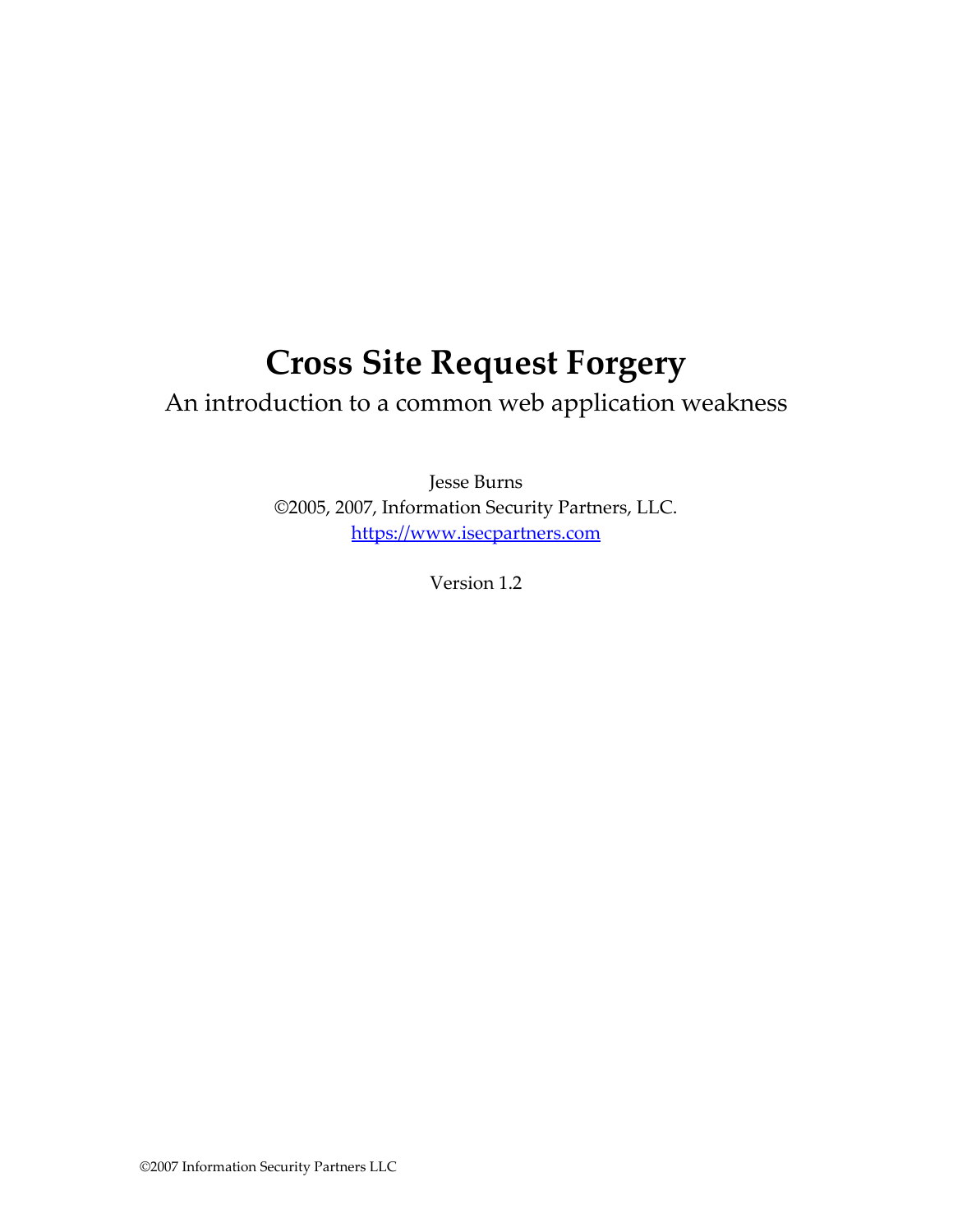# Cross Site Request Forgery

An introduction to a common web application weakness

Jesse Burns

©2005, 2007, Information Security Partners, LLC.

https://www.isecpartners.com

Version 1.2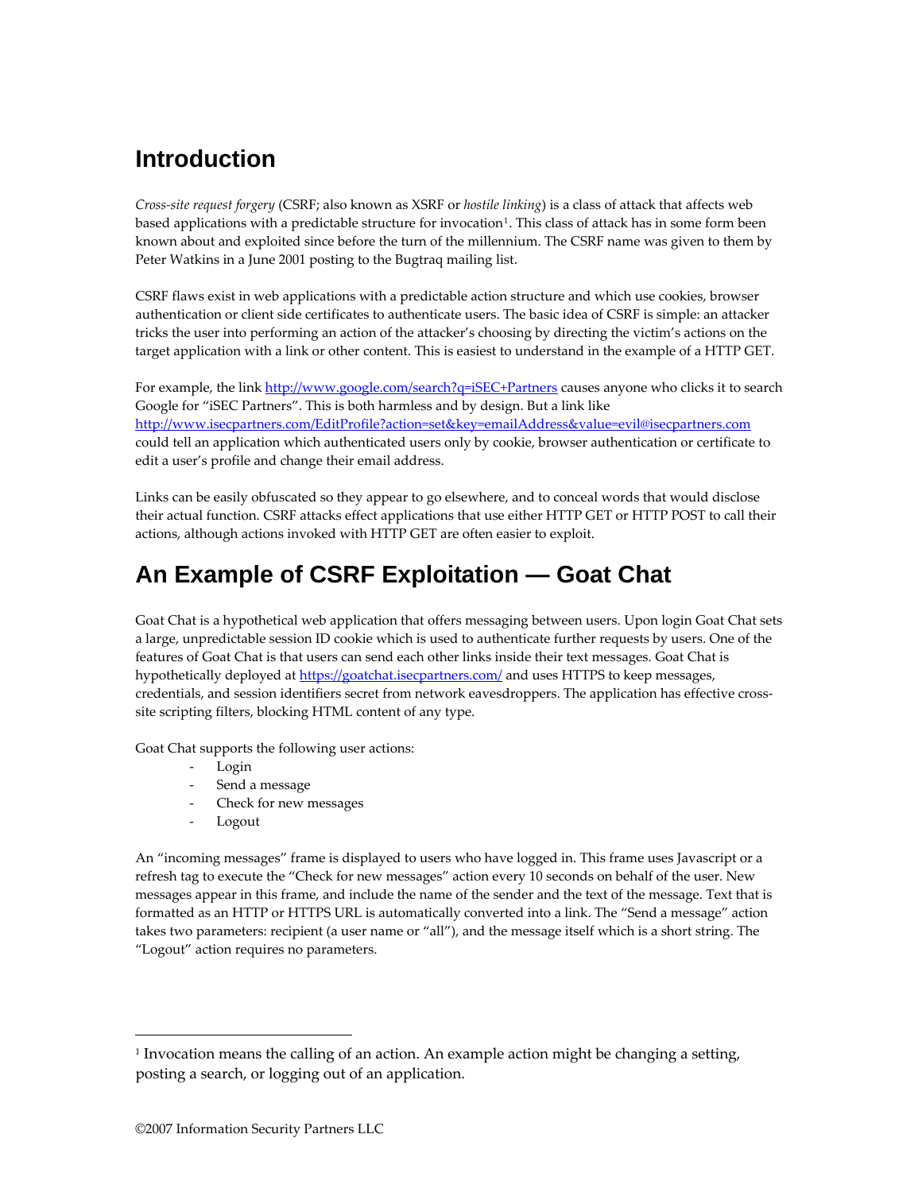## Introduction

*Cross-site request forgery* (CSRF; also known as XSRF or *hostile linking*) is a class of attack that affects web based applications with a predictable structure for invocation[1]. This class of attack has in some form been known about and exploited since before the turn of the millennium. The CSRF name was given to them by Peter Watkins in a June 2001 posting to the Bugtraq mailing list.

CSRF flaws exist in web applications with a predictable action structure and which use cookies, browser authentication or client side certificates to authenticate users. The basic idea of CSRF is simple: an attacker tricks the user into performing an action of the attacker's choosing by directing the victim's actions on the target application with a link or other content. This is easiest to understand in the example of a HTTP GET.

For example, the link http://www.google.com/search?q=iSEC+Partners causes anyone who clicks it to search Google for "iSEC Partners". This is both harmless and by design. But a link like http://www.isecpartners.com/EditProfile?action=set&key=emailAddress&value=evil@isecpartners.com could tell an application which authenticated users only by cookie, browser authentication or certificate to edit a user's profile and change their email address.

Links can be easily obfuscated so they appear to go elsewhere, and to conceal words that would disclose their actual function. CSRF attacks effect applications that use either HTTP GET or HTTP POST to call their actions, although actions invoked with HTTP GET are often easier to exploit.

## An Example of CSRF Exploitation — Goat Chat

Goat Chat is a hypothetical web application that offers messaging between users. Upon login Goat Chat sets a large, unpredictable session ID cookie which is used to authenticate further requests by users. One of the features of Goat Chat is that users can send each other links inside their text messages. Goat Chat is hypothetically deployed at https://goatchat.isecpartners.com/ and uses HTTPS to keep messages, credentials, and session identifiers secret from network eavesdroppers. The application has effective cross-site scripting filters, blocking HTML content of any type.

Goat Chat supports the following user actions:

- Login
- Send a message
- Check for new messages
- Logout

An "incoming messages" frame is displayed to users who have logged in. This frame uses Javascript or a refresh tag to execute the "Check for new messages" action every 10 seconds on behalf of the user. New messages appear in this frame, and include the name of the sender and the text of the message. Text that is formatted as an HTTP or HTTPS URL is automatically converted into a link. The "Send a message" action takes two parameters: recipient (a user name or "all"), and the message itself which is a short string. The "Logout" action requires no parameters.

---

[1] Invocation means the calling of an action. An example action might be changing a setting, posting a search, or logging out of an application.

©2007 Information Security Partners LLC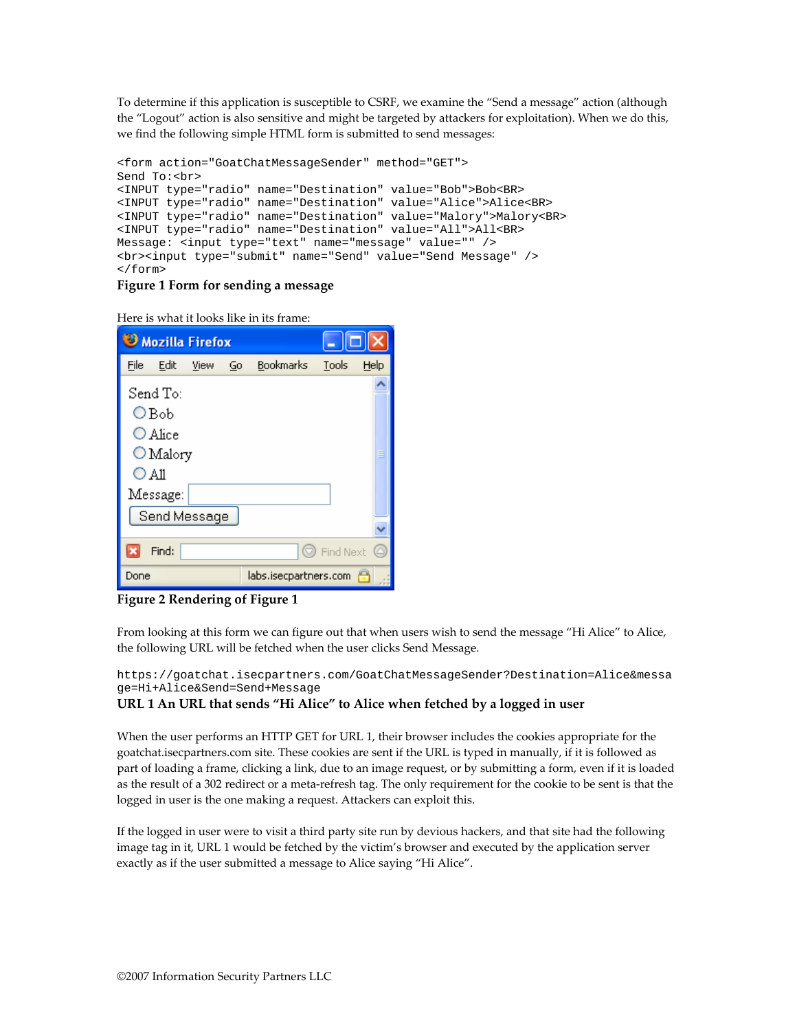To determine if this application is susceptible to CSRF, we examine the "Send a message" action (although the "Logout" action is also sensitive and might be targeted by attackers for exploitation). When we do this, we find the following simple HTML form is submitted to send messages:

```
<form action="GoatChatMessageSender" method="GET">
Send To:<br>
<INPUT type="radio" name="Destination" value="Bob">Bob<BR>
<INPUT type="radio" name="Destination" value="Alice">Alice<BR>
<INPUT type="radio" name="Destination" value="Malory">Malory<BR>
<INPUT type="radio" name="Destination" value="All">All<BR>
Message: <input type="text" name="message" value="" />
<br><input type="submit" name="Send" value="Send Message" />
</form>
```

**Figure 1 Form for sending a message**

Here is what it looks like in its frame:

**Figure 2 Rendering of Figure 1**

From looking at this form we can figure out that when users wish to send the message "Hi Alice" to Alice, the following URL will be fetched when the user clicks Send Message.

```
https://goatchat.isecpartners.com/GoatChatMessageSender?Destination=Alice&message=Hi+Alice&Send=Send+Message
```

**URL 1 An URL that sends "Hi Alice" to Alice when fetched by a logged in user**

When the user performs an HTTP GET for URL 1, their browser includes the cookies appropriate for the goatchat.isecpartners.com site. These cookies are sent if the URL is typed in manually, if it is followed as part of loading a frame, clicking a link, due to an image request, or by submitting a form, even if it is loaded as the result of a 302 redirect or a meta-refresh tag. The only requirement for the cookie to be sent is that the logged in user is the one making a request. Attackers can exploit this.

If the logged in user were to visit a third party site run by devious hackers, and that site had the following image tag in it, URL 1 would be fetched by the victim's browser and executed by the application server exactly as if the user submitted a message to Alice saying "Hi Alice".

©2007 Information Security Partners LLC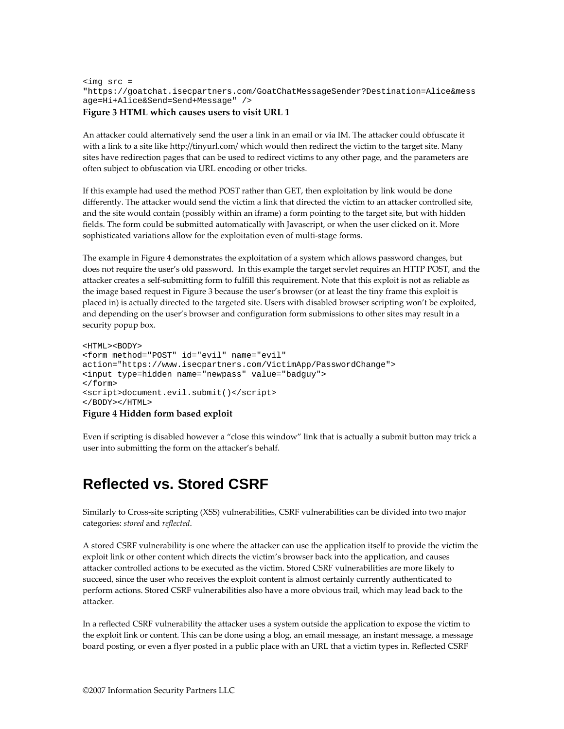```
<img src =
"https://goatchat.isecpartners.com/GoatChatMessageSender?Destination=Alice&mess
age=Hi+Alice&Send=Send+Message" />
```

**Figure 3 HTML which causes users to visit URL 1**

An attacker could alternatively send the user a link in an email or via IM. The attacker could obfuscate it with a link to a site like http://tinyurl.com/ which would then redirect the victim to the target site. Many sites have redirection pages that can be used to redirect victims to any other page, and the parameters are often subject to obfuscation via URL encoding or other tricks.

If this example had used the method POST rather than GET, then exploitation by link would be done differently. The attacker would send the victim a link that directed the victim to an attacker controlled site, and the site would contain (possibly within an iframe) a form pointing to the target site, but with hidden fields. The form could be submitted automatically with Javascript, or when the user clicked on it. More sophisticated variations allow for the exploitation even of multi-stage forms.

The example in Figure 4 demonstrates the exploitation of a system which allows password changes, but does not require the user's old password. In this example the target servlet requires an HTTP POST, and the attacker creates a self-submitting form to fulfill this requirement. Note that this exploit is not as reliable as the image based request in Figure 3 because the user's browser (or at least the tiny frame this exploit is placed in) is actually directed to the targeted site. Users with disabled browser scripting won't be exploited, and depending on the user's browser and configuration form submissions to other sites may result in a security popup box.

```
<HTML><BODY>
<form method="POST" id="evil" name="evil"
action="https://www.isecpartners.com/VictimApp/PasswordChange">
<input type=hidden name="newpass" value="badguy">
</form>
<script>document.evil.submit()</script>
</BODY></HTML>
```

**Figure 4 Hidden form based exploit**

Even if scripting is disabled however a "close this window" link that is actually a submit button may trick a user into submitting the form on the attacker's behalf.

## Reflected vs. Stored CSRF

Similarly to Cross-site scripting (XSS) vulnerabilities, CSRF vulnerabilities can be divided into two major categories: *stored* and *reflected*.

A stored CSRF vulnerability is one where the attacker can use the application itself to provide the victim the exploit link or other content which directs the victim's browser back into the application, and causes attacker controlled actions to be executed as the victim. Stored CSRF vulnerabilities are more likely to succeed, since the user who receives the exploit content is almost certainly currently authenticated to perform actions. Stored CSRF vulnerabilities also have a more obvious trail, which may lead back to the attacker.

In a reflected CSRF vulnerability the attacker uses a system outside the application to expose the victim to the exploit link or content. This can be done using a blog, an email message, an instant message, a message board posting, or even a flyer posted in a public place with an URL that a victim types in. Reflected CSRF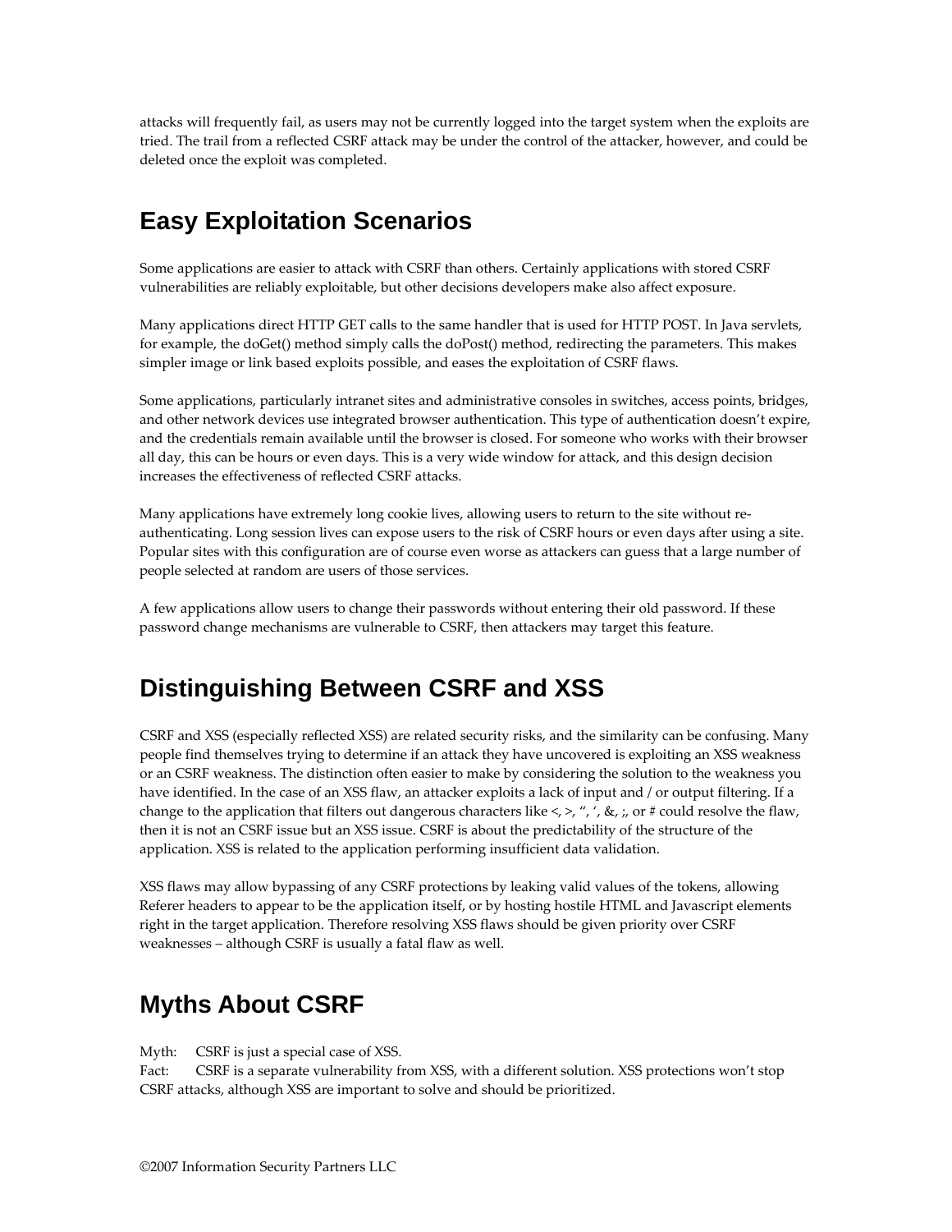attacks will frequently fail, as users may not be currently logged into the target system when the exploits are tried. The trail from a reflected CSRF attack may be under the control of the attacker, however, and could be deleted once the exploit was completed.

## Easy Exploitation Scenarios

Some applications are easier to attack with CSRF than others. Certainly applications with stored CSRF vulnerabilities are reliably exploitable, but other decisions developers make also affect exposure.

Many applications direct HTTP GET calls to the same handler that is used for HTTP POST. In Java servlets, for example, the doGet() method simply calls the doPost() method, redirecting the parameters. This makes simpler image or link based exploits possible, and eases the exploitation of CSRF flaws.

Some applications, particularly intranet sites and administrative consoles in switches, access points, bridges, and other network devices use integrated browser authentication. This type of authentication doesn't expire, and the credentials remain available until the browser is closed. For someone who works with their browser all day, this can be hours or even days. This is a very wide window for attack, and this design decision increases the effectiveness of reflected CSRF attacks.

Many applications have extremely long cookie lives, allowing users to return to the site without re-authenticating. Long session lives can expose users to the risk of CSRF hours or even days after using a site. Popular sites with this configuration are of course even worse as attackers can guess that a large number of people selected at random are users of those services.

A few applications allow users to change their passwords without entering their old password. If these password change mechanisms are vulnerable to CSRF, then attackers may target this feature.

## Distinguishing Between CSRF and XSS

CSRF and XSS (especially reflected XSS) are related security risks, and the similarity can be confusing. Many people find themselves trying to determine if an attack they have uncovered is exploiting an XSS weakness or an CSRF weakness. The distinction often easier to make by considering the solution to the weakness you have identified. In the case of an XSS flaw, an attacker exploits a lack of input and / or output filtering. If a change to the application that filters out dangerous characters like <, >, ", ', &, ;, or # could resolve the flaw, then it is not an CSRF issue but an XSS issue. CSRF is about the predictability of the structure of the application. XSS is related to the application performing insufficient data validation.

XSS flaws may allow bypassing of any CSRF protections by leaking valid values of the tokens, allowing Referer headers to appear to be the application itself, or by hosting hostile HTML and Javascript elements right in the target application. Therefore resolving XSS flaws should be given priority over CSRF weaknesses – although CSRF is usually a fatal flaw as well.

## Myths About CSRF

Myth: CSRF is just a special case of XSS.
Fact: CSRF is a separate vulnerability from XSS, with a different solution. XSS protections won't stop CSRF attacks, although XSS are important to solve and should be prioritized.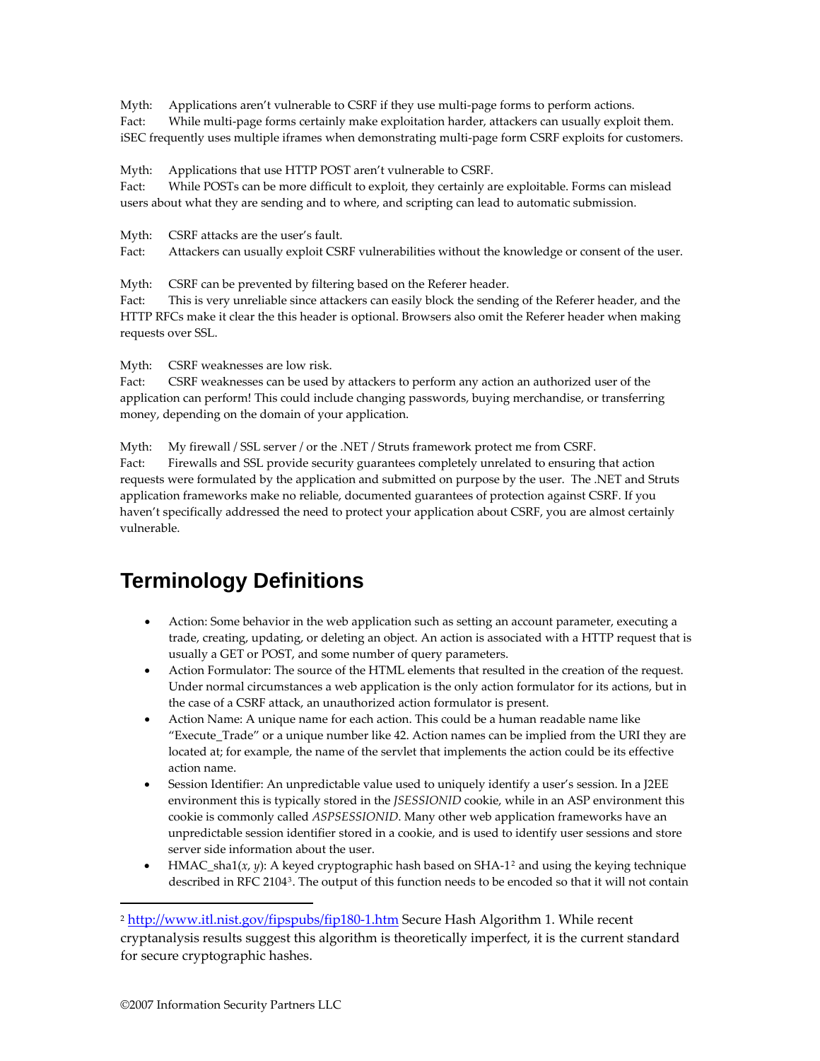Myth: Applications aren't vulnerable to CSRF if they use multi-page forms to perform actions.
Fact: While multi-page forms certainly make exploitation harder, attackers can usually exploit them. iSEC frequently uses multiple iframes when demonstrating multi-page form CSRF exploits for customers.

Myth: Applications that use HTTP POST aren't vulnerable to CSRF.
Fact: While POSTs can be more difficult to exploit, they certainly are exploitable. Forms can mislead users about what they are sending and to where, and scripting can lead to automatic submission.

Myth: CSRF attacks are the user's fault.
Fact: Attackers can usually exploit CSRF vulnerabilities without the knowledge or consent of the user.

Myth: CSRF can be prevented by filtering based on the Referer header.
Fact: This is very unreliable since attackers can easily block the sending of the Referer header, and the HTTP RFCs make it clear the this header is optional. Browsers also omit the Referer header when making requests over SSL.

Myth: CSRF weaknesses are low risk.
Fact: CSRF weaknesses can be used by attackers to perform any action an authorized user of the application can perform! This could include changing passwords, buying merchandise, or transferring money, depending on the domain of your application.

Myth: My firewall / SSL server / or the .NET / Struts framework protect me from CSRF.
Fact: Firewalls and SSL provide security guarantees completely unrelated to ensuring that action requests were formulated by the application and submitted on purpose by the user. The .NET and Struts application frameworks make no reliable, documented guarantees of protection against CSRF. If you haven't specifically addressed the need to protect your application about CSRF, you are almost certainly vulnerable.

## Terminology Definitions

- Action: Some behavior in the web application such as setting an account parameter, executing a trade, creating, updating, or deleting an object. An action is associated with a HTTP request that is usually a GET or POST, and some number of query parameters.
- Action Formulator: The source of the HTML elements that resulted in the creation of the request. Under normal circumstances a web application is the only action formulator for its actions, but in the case of a CSRF attack, an unauthorized action formulator is present.
- Action Name: A unique name for each action. This could be a human readable name like "Execute_Trade" or a unique number like 42. Action names can be implied from the URI they are located at; for example, the name of the servlet that implements the action could be its effective action name.
- Session Identifier: An unpredictable value used to uniquely identify a user's session. In a J2EE environment this is typically stored in the *JSESSIONID* cookie, while in an ASP environment this cookie is commonly called *ASPSESSIONID*. Many other web application frameworks have an unpredictable session identifier stored in a cookie, and is used to identify user sessions and store server side information about the user.
- HMAC_sha1($x$, $y$): A keyed cryptographic hash based on SHA-1[2] and using the keying technique described in RFC 2104[3]. The output of this function needs to be encoded so that it will not contain

[2] http://www.itl.nist.gov/fipspubs/fip180-1.htm Secure Hash Algorithm 1. While recent cryptanalysis results suggest this algorithm is theoretically imperfect, it is the current standard for secure cryptographic hashes.

©2007 Information Security Partners LLC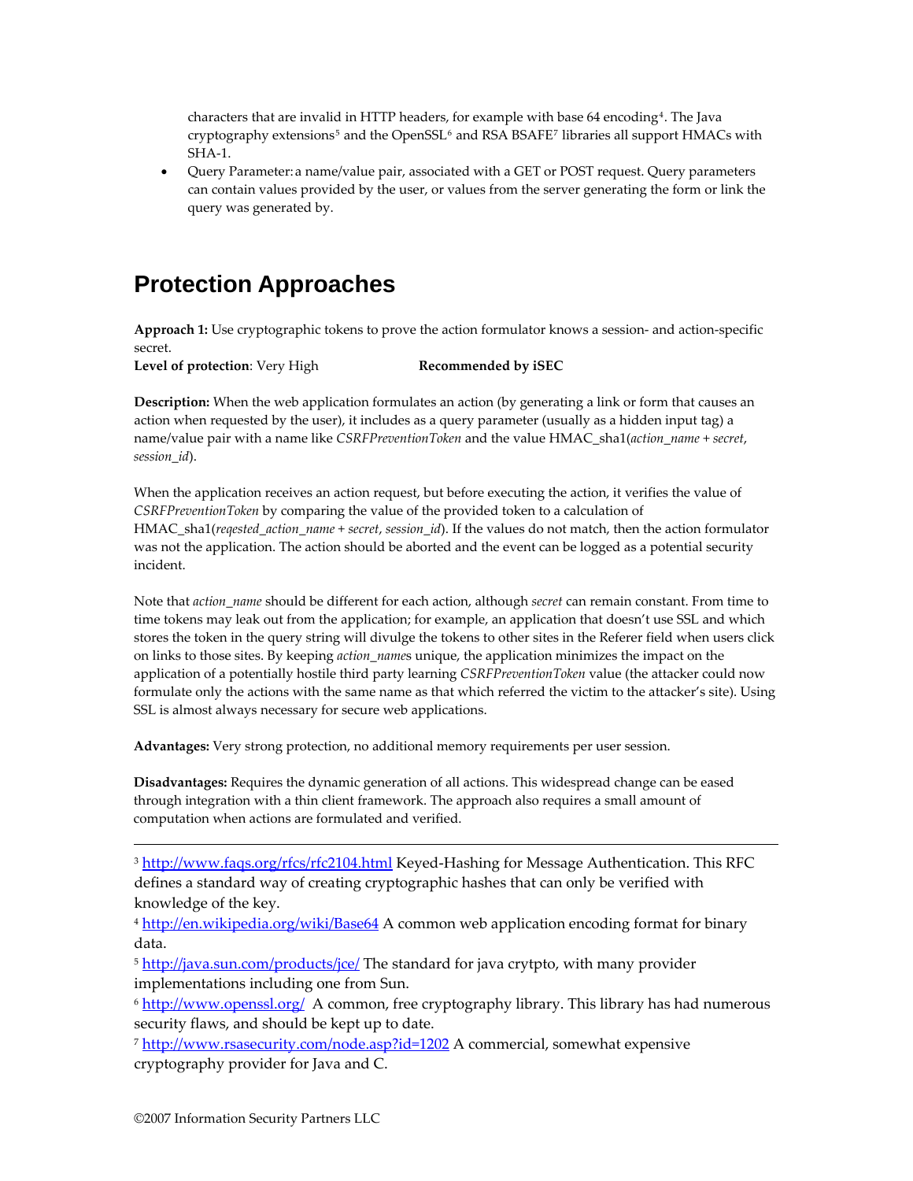characters that are invalid in HTTP headers, for example with base 64 encoding[4]. The Java cryptography extensions[5] and the OpenSSL[6] and RSA BSAFE[7] libraries all support HMACs with SHA-1.

- Query Parameter: a name/value pair, associated with a GET or POST request. Query parameters can contain values provided by the user, or values from the server generating the form or link the query was generated by.

# Protection Approaches

**Approach 1:** Use cryptographic tokens to prove the action formulator knows a session- and action-specific secret.

**Level of protection**: Very High **Recommended by iSEC**

**Description:** When the web application formulates an action (by generating a link or form that causes an action when requested by the user), it includes as a query parameter (usually as a hidden input tag) a name/value pair with a name like *CSRFPreventionToken* and the value HMAC_sha1(*action_name* + *secret*, *session_id*).

When the application receives an action request, but before executing the action, it verifies the value of *CSRFPreventionToken* by comparing the value of the provided token to a calculation of HMAC_sha1(*reqested_action_name* + *secret*, *session_id*). If the values do not match, then the action formulator was not the application. The action should be aborted and the event can be logged as a potential security incident.

Note that *action_name* should be different for each action, although *secret* can remain constant. From time to time tokens may leak out from the application; for example, an application that doesn't use SSL and which stores the token in the query string will divulge the tokens to other sites in the Referer field when users click on links to those sites. By keeping *action_name*s unique, the application minimizes the impact on the application of a potentially hostile third party learning *CSRFPreventionToken* value (the attacker could now formulate only the actions with the same name as that which referred the victim to the attacker's site). Using SSL is almost always necessary for secure web applications.

**Advantages:** Very strong protection, no additional memory requirements per user session.

**Disadvantages:** Requires the dynamic generation of all actions. This widespread change can be eased through integration with a thin client framework. The approach also requires a small amount of computation when actions are formulated and verified.

---

[3] http://www.faqs.org/rfcs/rfc2104.html Keyed-Hashing for Message Authentication. This RFC defines a standard way of creating cryptographic hashes that can only be verified with knowledge of the key.

[4] http://en.wikipedia.org/wiki/Base64 A common web application encoding format for binary data.

[5] http://java.sun.com/products/jce/ The standard for java crytpto, with many provider implementations including one from Sun.

[6] http://www.openssl.org/ A common, free cryptography library. This library has had numerous security flaws, and should be kept up to date.

[7] http://www.rsasecurity.com/node.asp?id=1202 A commercial, somewhat expensive cryptography provider for Java and C.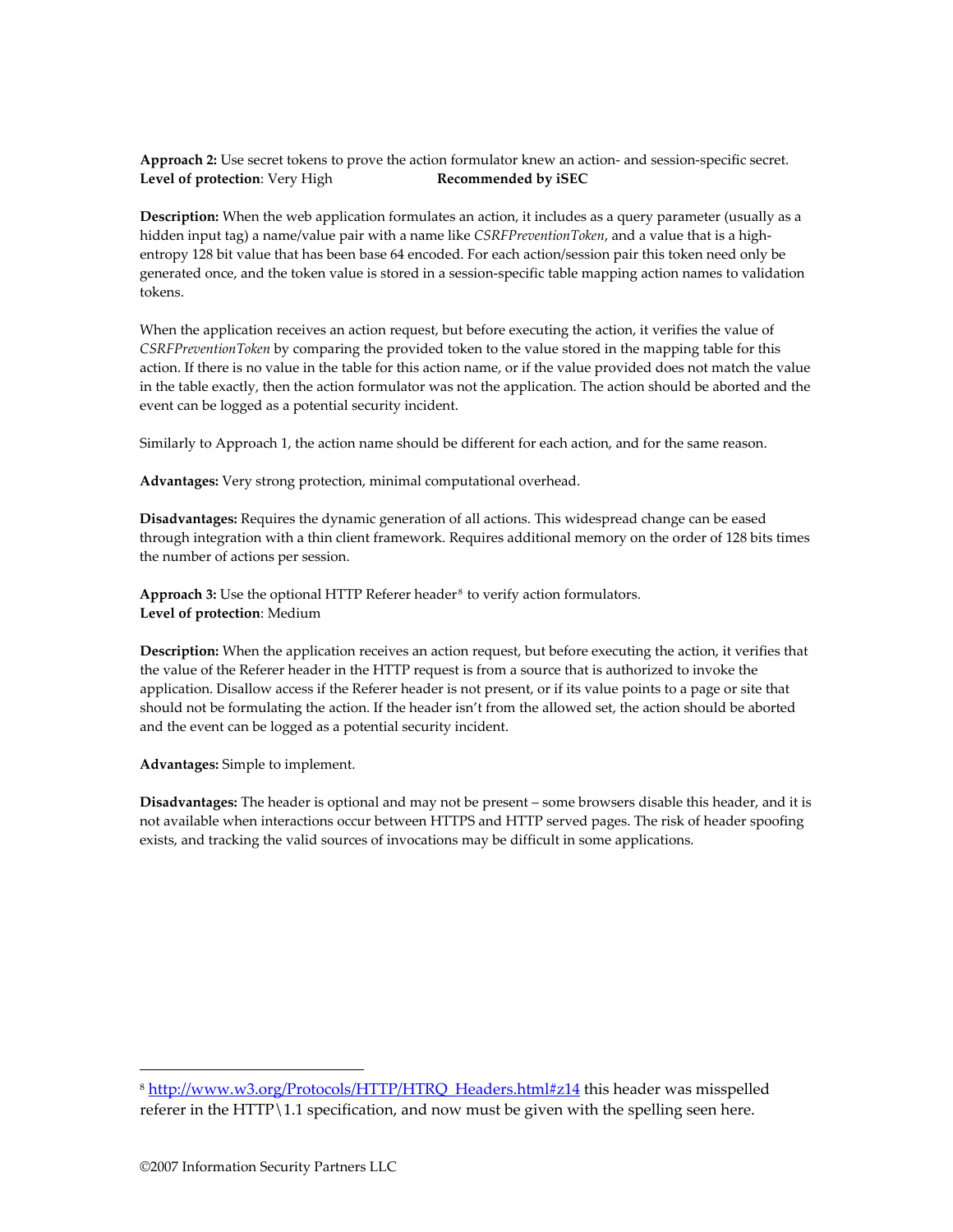**Approach 2:** Use secret tokens to prove the action formulator knew an action- and session-specific secret.
**Level of protection**: Very High **Recommended by iSEC**

**Description:** When the web application formulates an action, it includes as a query parameter (usually as a hidden input tag) a name/value pair with a name like *CSRFPreventionToken*, and a value that is a high-entropy 128 bit value that has been base 64 encoded. For each action/session pair this token need only be generated once, and the token value is stored in a session-specific table mapping action names to validation tokens.

When the application receives an action request, but before executing the action, it verifies the value of *CSRFPreventionToken* by comparing the provided token to the value stored in the mapping table for this action. If there is no value in the table for this action name, or if the value provided does not match the value in the table exactly, then the action formulator was not the application. The action should be aborted and the event can be logged as a potential security incident.

Similarly to Approach 1, the action name should be different for each action, and for the same reason.

**Advantages:** Very strong protection, minimal computational overhead.

**Disadvantages:** Requires the dynamic generation of all actions. This widespread change can be eased through integration with a thin client framework. Requires additional memory on the order of 128 bits times the number of actions per session.

**Approach 3:** Use the optional HTTP Referer header[8] to verify action formulators.
**Level of protection**: Medium

**Description:** When the application receives an action request, but before executing the action, it verifies that the value of the Referer header in the HTTP request is from a source that is authorized to invoke the application. Disallow access if the Referer header is not present, or if its value points to a page or site that should not be formulating the action. If the header isn't from the allowed set, the action should be aborted and the event can be logged as a potential security incident.

**Advantages:** Simple to implement.

**Disadvantages:** The header is optional and may not be present – some browsers disable this header, and it is not available when interactions occur between HTTPS and HTTP served pages. The risk of header spoofing exists, and tracking the valid sources of invocations may be difficult in some applications.

---

[8] http://www.w3.org/Protocols/HTTP/HTRQ_Headers.html#z14 this header was misspelled referer in the HTTP\1.1 specification, and now must be given with the spelling seen here.

©2007 Information Security Partners LLC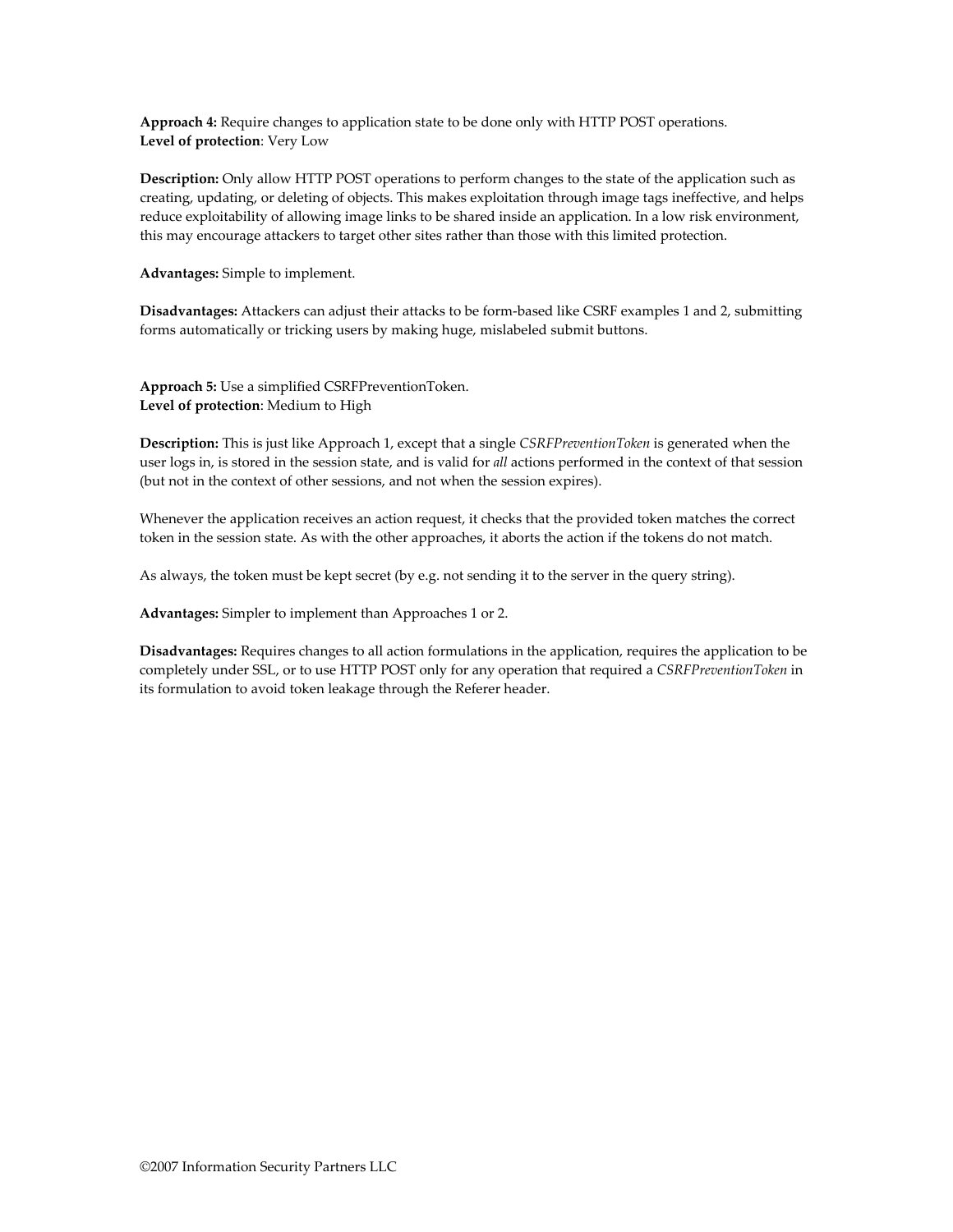**Approach 4:** Require changes to application state to be done only with HTTP POST operations.
**Level of protection**: Very Low

**Description:** Only allow HTTP POST operations to perform changes to the state of the application such as creating, updating, or deleting of objects. This makes exploitation through image tags ineffective, and helps reduce exploitability of allowing image links to be shared inside an application. In a low risk environment, this may encourage attackers to target other sites rather than those with this limited protection.

**Advantages:** Simple to implement.

**Disadvantages:** Attackers can adjust their attacks to be form-based like CSRF examples 1 and 2, submitting forms automatically or tricking users by making huge, mislabeled submit buttons.

**Approach 5:** Use a simplified CSRFPreventionToken.
**Level of protection**: Medium to High

**Description:** This is just like Approach 1, except that a single *CSRFPreventionToken* is generated when the user logs in, is stored in the session state, and is valid for *all* actions performed in the context of that session (but not in the context of other sessions, and not when the session expires).

Whenever the application receives an action request, it checks that the provided token matches the correct token in the session state. As with the other approaches, it aborts the action if the tokens do not match.

As always, the token must be kept secret (by e.g. not sending it to the server in the query string).

**Advantages:** Simpler to implement than Approaches 1 or 2.

**Disadvantages:** Requires changes to all action formulations in the application, requires the application to be completely under SSL, or to use HTTP POST only for any operation that required a *CSRFPreventionToken* in its formulation to avoid token leakage through the Referer header.